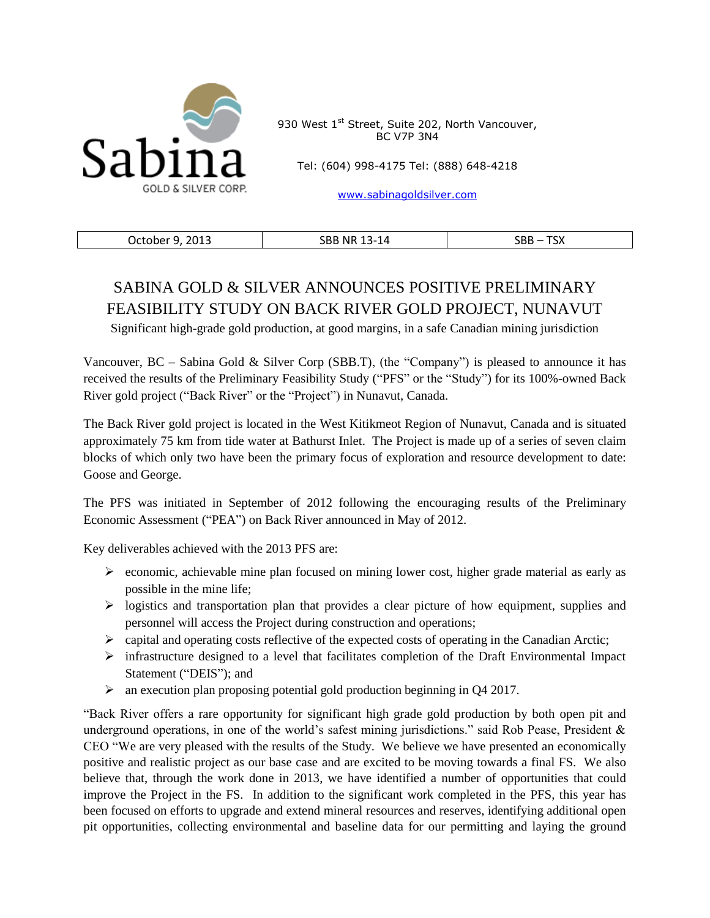Sabina GOLD & SILVER CORP.

930 West 1st Street, Suite 202, North Vancouver, BC V7P 3N4

Tel: (604) 998-4175 Tel: (888) 648-4218

www.sabinagoldsilver.com

| October 9, 2013 | SBB NR 13-14 | SBB – TSX |
|---|---|---|

# SABINA GOLD & SILVER ANNOUNCES POSITIVE PRELIMINARY FEASIBILITY STUDY ON BACK RIVER GOLD PROJECT, NUNAVUT

Significant high-grade gold production, at good margins, in a safe Canadian mining jurisdiction

Vancouver, BC – Sabina Gold & Silver Corp (SBB.T), (the "Company") is pleased to announce it has received the results of the Preliminary Feasibility Study ("PFS" or the "Study") for its 100%-owned Back River gold project ("Back River" or the "Project") in Nunavut, Canada.

The Back River gold project is located in the West Kitikmeot Region of Nunavut, Canada and is situated approximately 75 km from tide water at Bathurst Inlet. The Project is made up of a series of seven claim blocks of which only two have been the primary focus of exploration and resource development to date: Goose and George.

The PFS was initiated in September of 2012 following the encouraging results of the Preliminary Economic Assessment ("PEA") on Back River announced in May of 2012.

Key deliverables achieved with the 2013 PFS are:

- economic, achievable mine plan focused on mining lower cost, higher grade material as early as possible in the mine life;
- logistics and transportation plan that provides a clear picture of how equipment, supplies and personnel will access the Project during construction and operations;
- capital and operating costs reflective of the expected costs of operating in the Canadian Arctic;
- infrastructure designed to a level that facilitates completion of the Draft Environmental Impact Statement ("DEIS"); and
- an execution plan proposing potential gold production beginning in Q4 2017.

"Back River offers a rare opportunity for significant high grade gold production by both open pit and underground operations, in one of the world's safest mining jurisdictions." said Rob Pease, President & CEO "We are very pleased with the results of the Study. We believe we have presented an economically positive and realistic project as our base case and are excited to be moving towards a final FS. We also believe that, through the work done in 2013, we have identified a number of opportunities that could improve the Project in the FS. In addition to the significant work completed in the PFS, this year has been focused on efforts to upgrade and extend mineral resources and reserves, identifying additional open pit opportunities, collecting environmental and baseline data for our permitting and laying the ground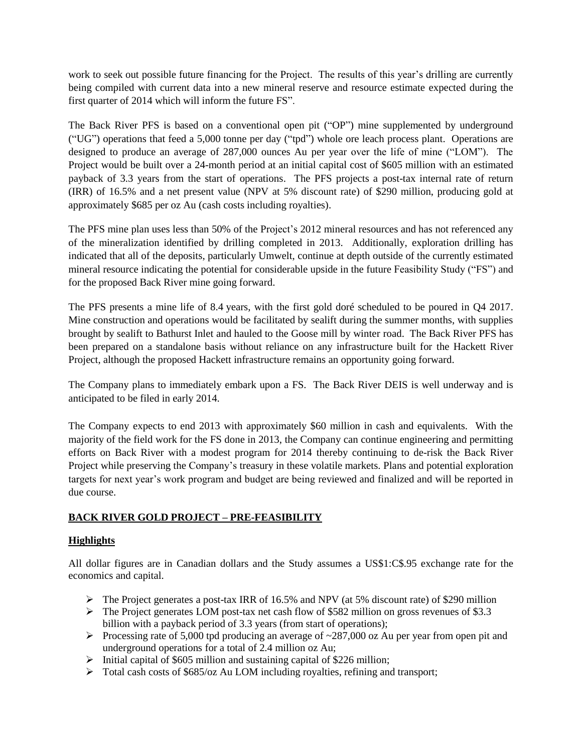work to seek out possible future financing for the Project. The results of this year's drilling are currently being compiled with current data into a new mineral reserve and resource estimate expected during the first quarter of 2014 which will inform the future FS".

The Back River PFS is based on a conventional open pit ("OP") mine supplemented by underground ("UG") operations that feed a 5,000 tonne per day ("tpd") whole ore leach process plant. Operations are designed to produce an average of 287,000 ounces Au per year over the life of mine ("LOM"). The Project would be built over a 24-month period at an initial capital cost of $605 million with an estimated payback of 3.3 years from the start of operations. The PFS projects a post-tax internal rate of return (IRR) of 16.5% and a net present value (NPV at 5% discount rate) of $290 million, producing gold at approximately $685 per oz Au (cash costs including royalties).

The PFS mine plan uses less than 50% of the Project's 2012 mineral resources and has not referenced any of the mineralization identified by drilling completed in 2013. Additionally, exploration drilling has indicated that all of the deposits, particularly Umwelt, continue at depth outside of the currently estimated mineral resource indicating the potential for considerable upside in the future Feasibility Study ("FS") and for the proposed Back River mine going forward.

The PFS presents a mine life of 8.4 years, with the first gold doré scheduled to be poured in Q4 2017. Mine construction and operations would be facilitated by sealift during the summer months, with supplies brought by sealift to Bathurst Inlet and hauled to the Goose mill by winter road. The Back River PFS has been prepared on a standalone basis without reliance on any infrastructure built for the Hackett River Project, although the proposed Hackett infrastructure remains an opportunity going forward.

The Company plans to immediately embark upon a FS. The Back River DEIS is well underway and is anticipated to be filed in early 2014.

The Company expects to end 2013 with approximately $60 million in cash and equivalents. With the majority of the field work for the FS done in 2013, the Company can continue engineering and permitting efforts on Back River with a modest program for 2014 thereby continuing to de-risk the Back River Project while preserving the Company's treasury in these volatile markets. Plans and potential exploration targets for next year's work program and budget are being reviewed and finalized and will be reported in due course.

## BACK RIVER GOLD PROJECT – PRE-FEASIBILITY

### Highlights

All dollar figures are in Canadian dollars and the Study assumes a US$1:C$.95 exchange rate for the economics and capital.

- The Project generates a post-tax IRR of 16.5% and NPV (at 5% discount rate) of $290 million
- The Project generates LOM post-tax net cash flow of $582 million on gross revenues of $3.3 billion with a payback period of 3.3 years (from start of operations);
- Processing rate of 5,000 tpd producing an average of ~287,000 oz Au per year from open pit and underground operations for a total of 2.4 million oz Au;
- Initial capital of $605 million and sustaining capital of $226 million;
- Total cash costs of $685/oz Au LOM including royalties, refining and transport;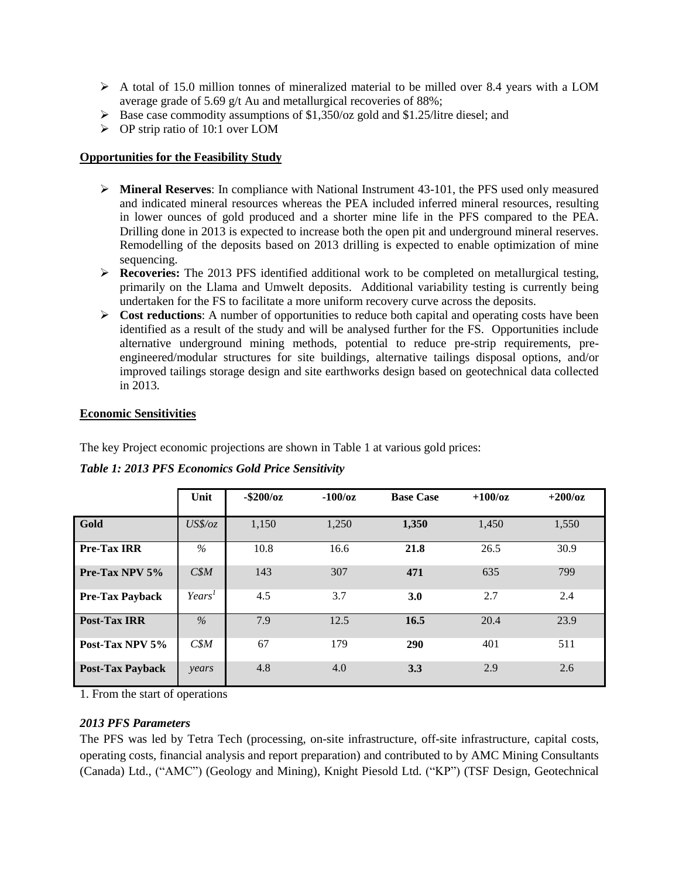- A total of 15.0 million tonnes of mineralized material to be milled over 8.4 years with a LOM average grade of 5.69 g/t Au and metallurgical recoveries of 88%;
- Base case commodity assumptions of $1,350/oz gold and $1.25/litre diesel; and
- OP strip ratio of 10:1 over LOM

**Opportunities for the Feasibility Study**

- **Mineral Reserves**: In compliance with National Instrument 43-101, the PFS used only measured and indicated mineral resources whereas the PEA included inferred mineral resources, resulting in lower ounces of gold produced and a shorter mine life in the PFS compared to the PEA. Drilling done in 2013 is expected to increase both the open pit and underground mineral reserves. Remodelling of the deposits based on 2013 drilling is expected to enable optimization of mine sequencing.
- **Recoveries:** The 2013 PFS identified additional work to be completed on metallurgical testing, primarily on the Llama and Umwelt deposits. Additional variability testing is currently being undertaken for the FS to facilitate a more uniform recovery curve across the deposits.
- **Cost reductions**: A number of opportunities to reduce both capital and operating costs have been identified as a result of the study and will be analysed further for the FS. Opportunities include alternative underground mining methods, potential to reduce pre-strip requirements, pre-engineered/modular structures for site buildings, alternative tailings disposal options, and/or improved tailings storage design and site earthworks design based on geotechnical data collected in 2013.

**Economic Sensitivities**

The key Project economic projections are shown in Table 1 at various gold prices:

***Table 1: 2013 PFS Economics Gold Price Sensitivity***

| | Unit | -$200/oz | -100/oz | Base Case | +100/oz | +200/oz |
|---|---|---|---|---|---|---|
| **Gold** | *US$/oz* | 1,150 | 1,250 | **1,350** | 1,450 | 1,550 |
| **Pre-Tax IRR** | *%* | 10.8 | 16.6 | **21.8** | 26.5 | 30.9 |
| **Pre-Tax NPV 5%** | *C$M* | 143 | 307 | **471** | 635 | 799 |
| **Pre-Tax Payback** | *Years*[1] | 4.5 | 3.7 | **3.0** | 2.7 | 2.4 |
| **Post-Tax IRR** | *%* | 7.9 | 12.5 | **16.5** | 20.4 | 23.9 |
| **Post-Tax NPV 5%** | *C$M* | 67 | 179 | **290** | 401 | 511 |
| **Post-Tax Payback** | *years* | 4.8 | 4.0 | **3.3** | 2.9 | 2.6 |

1. From the start of operations

***2013 PFS Parameters***

The PFS was led by Tetra Tech (processing, on-site infrastructure, off-site infrastructure, capital costs, operating costs, financial analysis and report preparation) and contributed to by AMC Mining Consultants (Canada) Ltd., ("AMC") (Geology and Mining), Knight Piesold Ltd. ("KP") (TSF Design, Geotechnical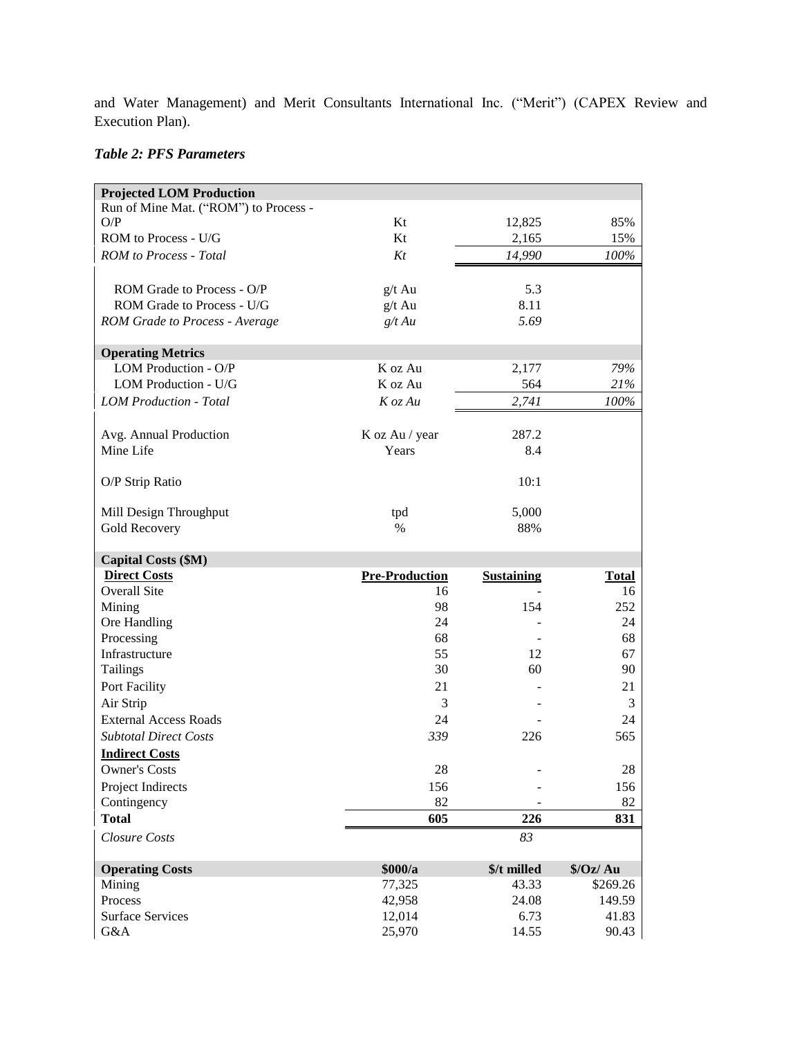and Water Management) and Merit Consultants International Inc. ("Merit") (CAPEX Review and Execution Plan).

### *Table 2: PFS Parameters*

| **Projected LOM Production** | | | |
|---|---|---|---|
| Run of Mine Mat. ("ROM") to Process - O/P | Kt | 12,825 | 85% |
| ROM to Process - U/G | Kt | 2,165 | 15% |
| *ROM to Process - Total* | *Kt* | *14,990* | *100%* |
| | | | |
| ROM Grade to Process - O/P | g/t Au | 5.3 | |
| ROM Grade to Process - U/G | g/t Au | 8.11 | |
| *ROM Grade to Process - Average* | *g/t Au* | *5.69* | |
| | | | |
| **Operating Metrics** | | | |
| LOM Production - O/P | K oz Au | 2,177 | *79%* |
| LOM Production - U/G | K oz Au | 564 | *21%* |
| *LOM Production - Total* | *K oz Au* | *2,741* | *100%* |
| | | | |
| Avg. Annual Production | K oz Au / year | 287.2 | |
| Mine Life | Years | 8.4 | |
| | | | |
| O/P Strip Ratio | | 10:1 | |
| | | | |
| Mill Design Throughput | tpd | 5,000 | |
| Gold Recovery | % | 88% | |
| | | | |
| **Capital Costs ($M)** | | | |
| **Direct Costs** | **Pre-Production** | **Sustaining** | **Total** |
| Overall Site | 16 | - | 16 |
| Mining | 98 | 154 | 252 |
| Ore Handling | 24 | - | 24 |
| Processing | 68 | - | 68 |
| Infrastructure | 55 | 12 | 67 |
| Tailings | 30 | 60 | 90 |
| Port Facility | 21 | - | 21 |
| Air Strip | 3 | - | 3 |
| External Access Roads | 24 | - | 24 |
| *Subtotal Direct Costs* | *339* | 226 | 565 |
| **Indirect Costs** | | | |
| Owner's Costs | 28 | - | 28 |
| Project Indirects | 156 | - | 156 |
| Contingency | 82 | - | 82 |
| **Total** | **605** | **226** | **831** |
| *Closure Costs* | | *83* | |
| | | | |
| **Operating Costs** | **$000/a** | **$/t milled** | **$/Oz/ Au** |
| Mining | 77,325 | 43.33 | $269.26 |
| Process | 42,958 | 24.08 | 149.59 |
| Surface Services | 12,014 | 6.73 | 41.83 |
| G&A | 25,970 | 14.55 | 90.43 |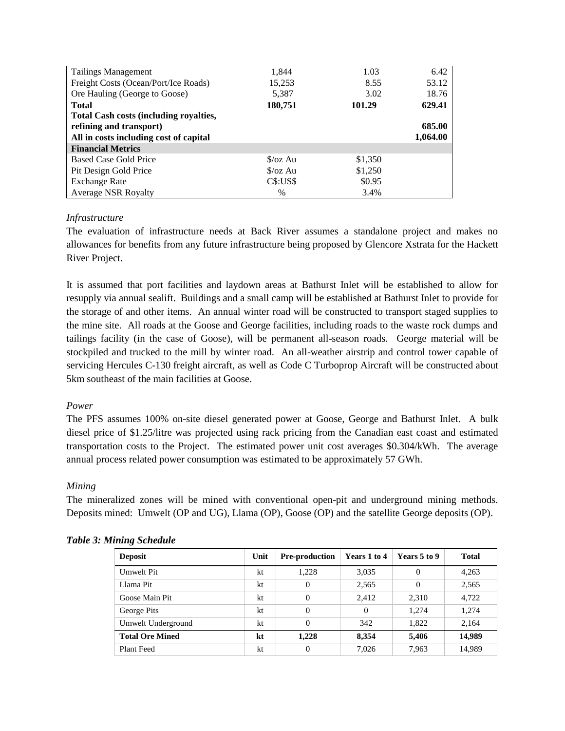| | | | |
|---|---|---|---|
| Tailings Management | 1,844 | 1.03 | 6.42 |
| Freight Costs (Ocean/Port/Ice Roads) | 15,253 | 8.55 | 53.12 |
| Ore Hauling (George to Goose) | 5,387 | 3.02 | 18.76 |
| **Total** | **180,751** | **101.29** | **629.41** |
| **Total Cash costs (including royalties, refining and transport)** | | | **685.00** |
| **All in costs including cost of capital** | | | **1,064.00** |
| **Financial Metrics** | | | |
| Based Case Gold Price | \$/oz Au | \$1,350 | |
| Pit Design Gold Price | \$/oz Au | \$1,250 | |
| Exchange Rate | C\$:US\$ | \$0.95 | |
| Average NSR Royalty | % | 3.4% | |

*Infrastructure*

The evaluation of infrastructure needs at Back River assumes a standalone project and makes no allowances for benefits from any future infrastructure being proposed by Glencore Xstrata for the Hackett River Project.

It is assumed that port facilities and laydown areas at Bathurst Inlet will be established to allow for resupply via annual sealift. Buildings and a small camp will be established at Bathurst Inlet to provide for the storage of and other items. An annual winter road will be constructed to transport staged supplies to the mine site. All roads at the Goose and George facilities, including roads to the waste rock dumps and tailings facility (in the case of Goose), will be permanent all-season roads. George material will be stockpiled and trucked to the mill by winter road. An all-weather airstrip and control tower capable of servicing Hercules C-130 freight aircraft, as well as Code C Turboprop Aircraft will be constructed about 5km southeast of the main facilities at Goose.

*Power*

The PFS assumes 100% on-site diesel generated power at Goose, George and Bathurst Inlet. A bulk diesel price of \$1.25/litre was projected using rack pricing from the Canadian east coast and estimated transportation costs to the Project. The estimated power unit cost averages \$0.304/kWh. The average annual process related power consumption was estimated to be approximately 57 GWh.

*Mining*

The mineralized zones will be mined with conventional open-pit and underground mining methods. Deposits mined: Umwelt (OP and UG), Llama (OP), Goose (OP) and the satellite George deposits (OP).

***Table 3: Mining Schedule***

| Deposit | Unit | Pre-production | Years 1 to 4 | Years 5 to 9 | Total |
|---|---|---|---|---|---|
| Umwelt Pit | kt | 1,228 | 3,035 | 0 | 4,263 |
| Llama Pit | kt | 0 | 2,565 | 0 | 2,565 |
| Goose Main Pit | kt | 0 | 2,412 | 2,310 | 4,722 |
| George Pits | kt | 0 | 0 | 1,274 | 1,274 |
| Umwelt Underground | kt | 0 | 342 | 1,822 | 2,164 |
| **Total Ore Mined** | **kt** | **1,228** | **8,354** | **5,406** | **14,989** |
| Plant Feed | kt | 0 | 7,026 | 7,963 | 14,989 |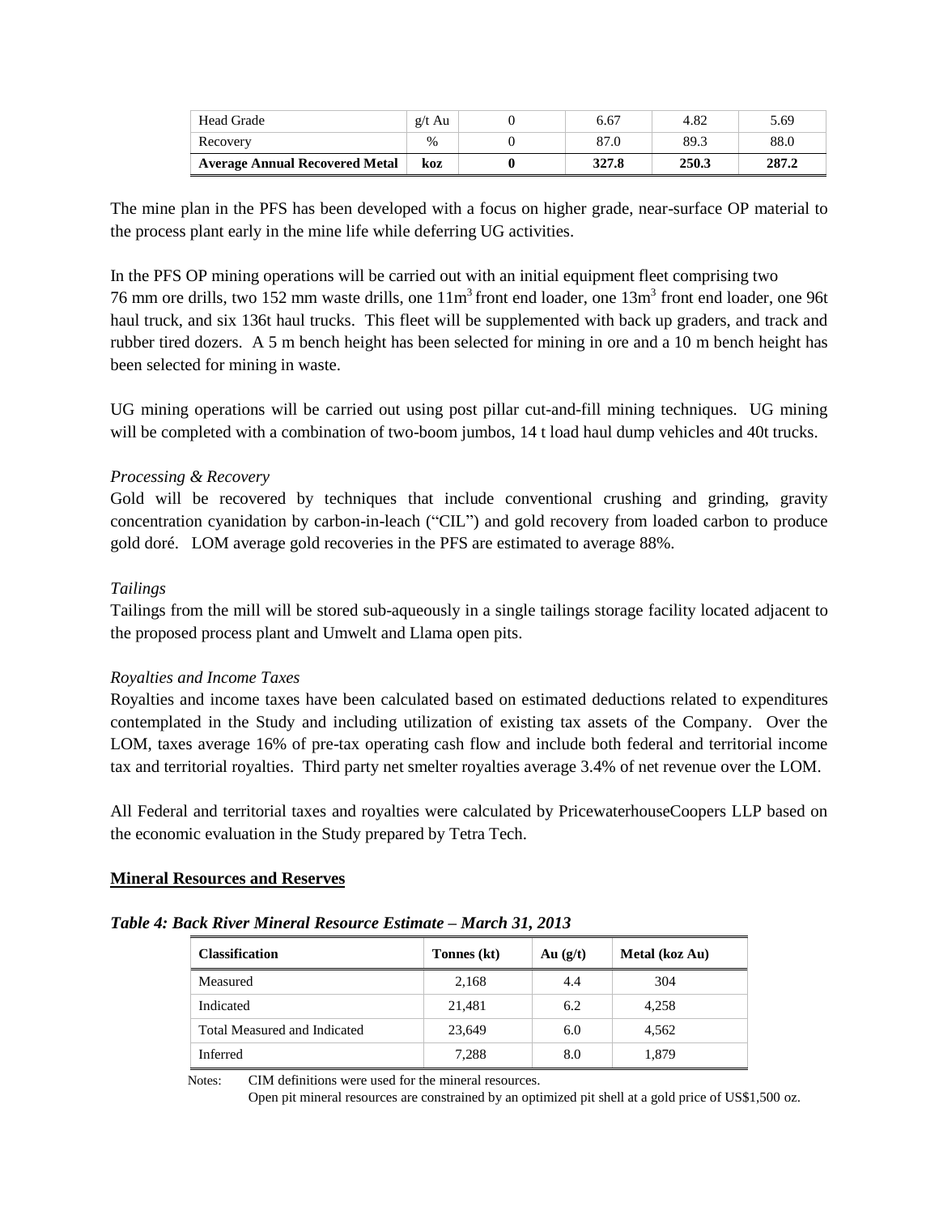| Head Grade | g/t Au | 0 | 6.67 | 4.82 | 5.69 |
|---|---|---|---|---|---|
| Recovery | % | 0 | 87.0 | 89.3 | 88.0 |
| **Average Annual Recovered Metal** | **koz** | **0** | **327.8** | **250.3** | **287.2** |

The mine plan in the PFS has been developed with a focus on higher grade, near-surface OP material to the process plant early in the mine life while deferring UG activities.

In the PFS OP mining operations will be carried out with an initial equipment fleet comprising two 76 mm ore drills, two 152 mm waste drills, one $11m^3$ front end loader, one $13m^3$ front end loader, one 96t haul truck, and six 136t haul trucks. This fleet will be supplemented with back up graders, and track and rubber tired dozers. A 5 m bench height has been selected for mining in ore and a 10 m bench height has been selected for mining in waste.

UG mining operations will be carried out using post pillar cut-and-fill mining techniques. UG mining will be completed with a combination of two-boom jumbos, 14 t load haul dump vehicles and 40t trucks.

*Processing & Recovery*

Gold will be recovered by techniques that include conventional crushing and grinding, gravity concentration cyanidation by carbon-in-leach ("CIL") and gold recovery from loaded carbon to produce gold doré. LOM average gold recoveries in the PFS are estimated to average 88%.

*Tailings*

Tailings from the mill will be stored sub-aqueously in a single tailings storage facility located adjacent to the proposed process plant and Umwelt and Llama open pits.

*Royalties and Income Taxes*

Royalties and income taxes have been calculated based on estimated deductions related to expenditures contemplated in the Study and including utilization of existing tax assets of the Company. Over the LOM, taxes average 16% of pre-tax operating cash flow and include both federal and territorial income tax and territorial royalties. Third party net smelter royalties average 3.4% of net revenue over the LOM.

All Federal and territorial taxes and royalties were calculated by PricewaterhouseCoopers LLP based on the economic evaluation in the Study prepared by Tetra Tech.

## Mineral Resources and Reserves

***Table 4: Back River Mineral Resource Estimate – March 31, 2013***

| Classification | Tonnes (kt) | Au (g/t) | Metal (koz Au) |
|---|---|---|---|
| Measured | 2,168 | 4.4 | 304 |
| Indicated | 21,481 | 6.2 | 4,258 |
| Total Measured and Indicated | 23,649 | 6.0 | 4,562 |
| Inferred | 7,288 | 8.0 | 1,879 |

Notes: CIM definitions were used for the mineral resources.
Open pit mineral resources are constrained by an optimized pit shell at a gold price of US$1,500 oz.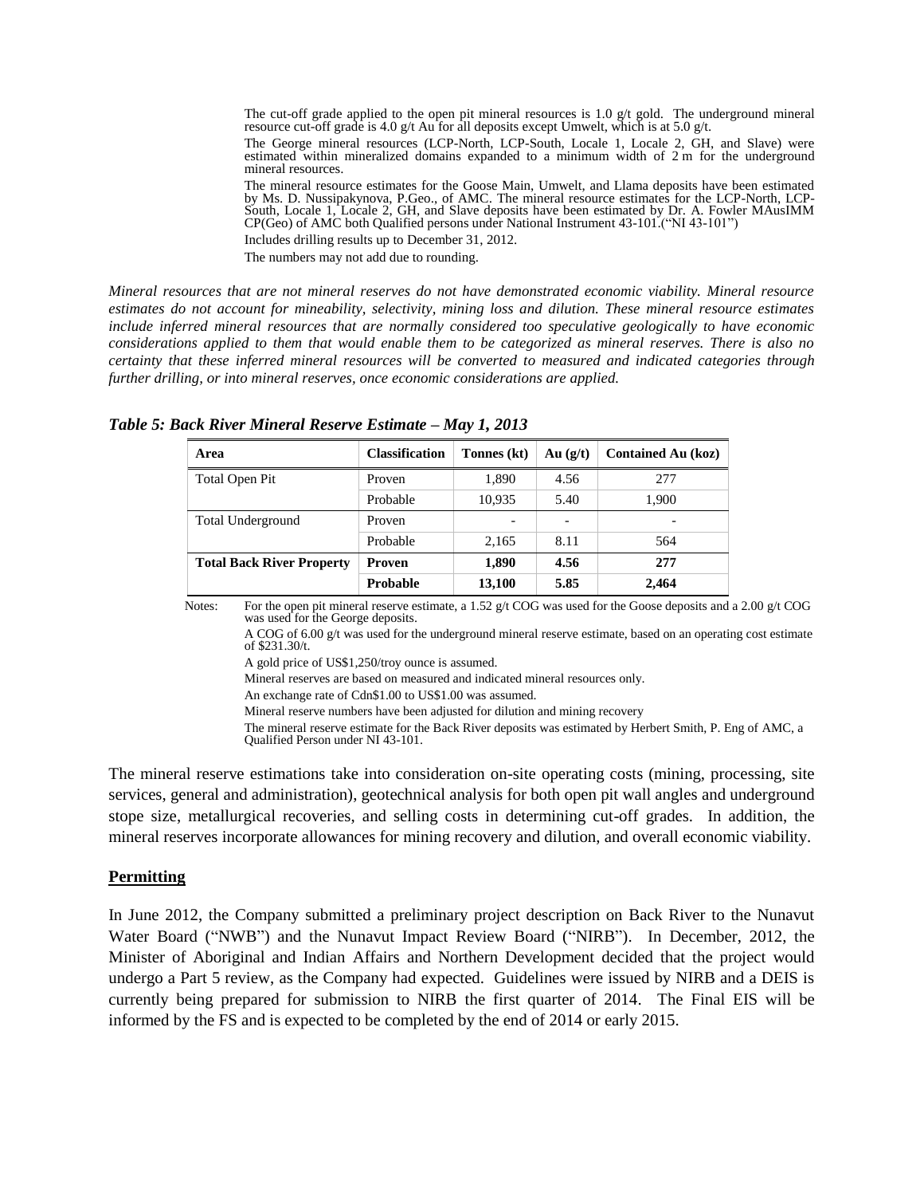The cut-off grade applied to the open pit mineral resources is 1.0 g/t gold. The underground mineral resource cut-off grade is 4.0 g/t Au for all deposits except Umwelt, which is at 5.0 g/t.

The George mineral resources (LCP-North, LCP-South, Locale 1, Locale 2, GH, and Slave) were estimated within mineralized domains expanded to a minimum width of 2 m for the underground mineral resources.

The mineral resource estimates for the Goose Main, Umwelt, and Llama deposits have been estimated by Ms. D. Nussipakynova, P.Geo., of AMC. The mineral resource estimates for the LCP-North, LCP-South, Locale 1, Locale 2, GH, and Slave deposits have been estimated by Dr. A. Fowler MAusIMM CP(Geo) of AMC both Qualified persons under National Instrument 43-101.("NI 43-101")

Includes drilling results up to December 31, 2012.

The numbers may not add due to rounding.

*Mineral resources that are not mineral reserves do not have demonstrated economic viability. Mineral resource estimates do not account for mineability, selectivity, mining loss and dilution. These mineral resource estimates include inferred mineral resources that are normally considered too speculative geologically to have economic considerations applied to them that would enable them to be categorized as mineral reserves. There is also no certainty that these inferred mineral resources will be converted to measured and indicated categories through further drilling, or into mineral reserves, once economic considerations are applied.*

***Table 5: Back River Mineral Reserve Estimate – May 1, 2013***

| Area | Classification | Tonnes (kt) | Au (g/t) | Contained Au (koz) |
|---|---|---|---|---|
| Total Open Pit | Proven | 1,890 | 4.56 | 277 |
| | Probable | 10,935 | 5.40 | 1,900 |
| Total Underground | Proven | - | - | - |
| | Probable | 2,165 | 8.11 | 564 |
| **Total Back River Property** | **Proven** | **1,890** | **4.56** | **277** |
| | **Probable** | **13,100** | **5.85** | **2,464** |

Notes: For the open pit mineral reserve estimate, a 1.52 g/t COG was used for the Goose deposits and a 2.00 g/t COG was used for the George deposits.

A COG of 6.00 g/t was used for the underground mineral reserve estimate, based on an operating cost estimate of $231.30/t.

A gold price of US$1,250/troy ounce is assumed.

Mineral reserves are based on measured and indicated mineral resources only.

An exchange rate of Cdn$1.00 to US$1.00 was assumed.

Mineral reserve numbers have been adjusted for dilution and mining recovery

The mineral reserve estimate for the Back River deposits was estimated by Herbert Smith, P. Eng of AMC, a Qualified Person under NI 43-101.

The mineral reserve estimations take into consideration on-site operating costs (mining, processing, site services, general and administration), geotechnical analysis for both open pit wall angles and underground stope size, metallurgical recoveries, and selling costs in determining cut-off grades. In addition, the mineral reserves incorporate allowances for mining recovery and dilution, and overall economic viability.

## **Permitting**

In June 2012, the Company submitted a preliminary project description on Back River to the Nunavut Water Board ("NWB") and the Nunavut Impact Review Board ("NIRB"). In December, 2012, the Minister of Aboriginal and Indian Affairs and Northern Development decided that the project would undergo a Part 5 review, as the Company had expected. Guidelines were issued by NIRB and a DEIS is currently being prepared for submission to NIRB the first quarter of 2014. The Final EIS will be informed by the FS and is expected to be completed by the end of 2014 or early 2015.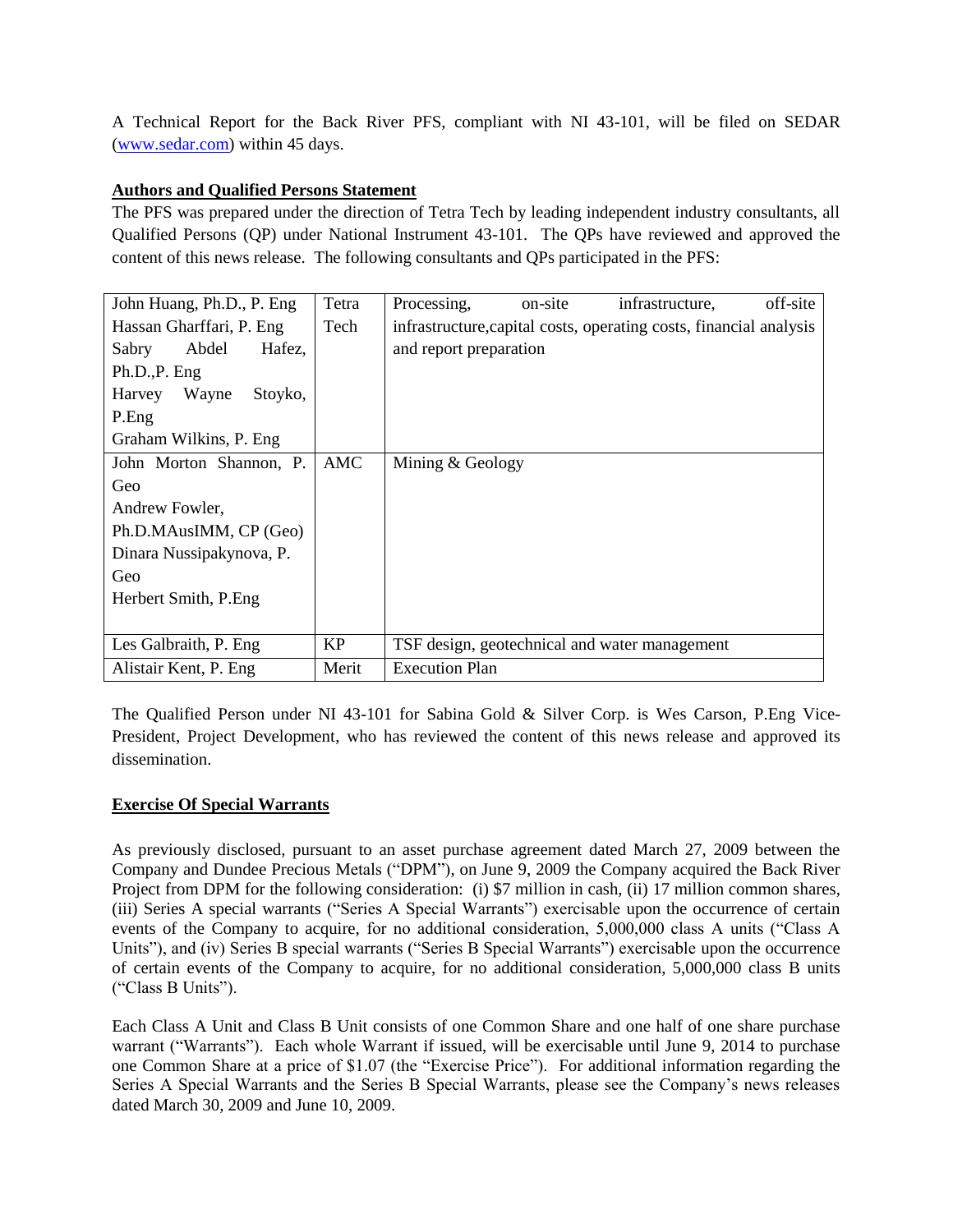A Technical Report for the Back River PFS, compliant with NI 43-101, will be filed on SEDAR (www.sedar.com) within 45 days.

**Authors and Qualified Persons Statement**

The PFS was prepared under the direction of Tetra Tech by leading independent industry consultants, all Qualified Persons (QP) under National Instrument 43-101. The QPs have reviewed and approved the content of this news release. The following consultants and QPs participated in the PFS:

| | | |
|---|---|---|
| John Huang, Ph.D., P. Eng<br>Hassan Gharffari, P. Eng<br>Sabry Abdel Hafez, Ph.D.,P. Eng<br>Harvey Wayne Stoyko, P.Eng<br>Graham Wilkins, P. Eng | Tetra Tech | Processing, on-site infrastructure, off-site infrastructure,capital costs, operating costs, financial analysis and report preparation |
| John Morton Shannon, P. Geo<br>Andrew Fowler, Ph.D.MAusIMM, CP (Geo)<br>Dinara Nussipakynova, P. Geo<br>Herbert Smith, P.Eng | AMC | Mining & Geology |
| Les Galbraith, P. Eng | KP | TSF design, geotechnical and water management |
| Alistair Kent, P. Eng | Merit | Execution Plan |

The Qualified Person under NI 43-101 for Sabina Gold & Silver Corp. is Wes Carson, P.Eng Vice-President, Project Development, who has reviewed the content of this news release and approved its dissemination.

**Exercise Of Special Warrants**

As previously disclosed, pursuant to an asset purchase agreement dated March 27, 2009 between the Company and Dundee Precious Metals ("DPM"), on June 9, 2009 the Company acquired the Back River Project from DPM for the following consideration: (i) $7 million in cash, (ii) 17 million common shares, (iii) Series A special warrants ("Series A Special Warrants") exercisable upon the occurrence of certain events of the Company to acquire, for no additional consideration, 5,000,000 class A units ("Class A Units"), and (iv) Series B special warrants ("Series B Special Warrants") exercisable upon the occurrence of certain events of the Company to acquire, for no additional consideration, 5,000,000 class B units ("Class B Units").

Each Class A Unit and Class B Unit consists of one Common Share and one half of one share purchase warrant ("Warrants"). Each whole Warrant if issued, will be exercisable until June 9, 2014 to purchase one Common Share at a price of $1.07 (the "Exercise Price"). For additional information regarding the Series A Special Warrants and the Series B Special Warrants, please see the Company's news releases dated March 30, 2009 and June 10, 2009.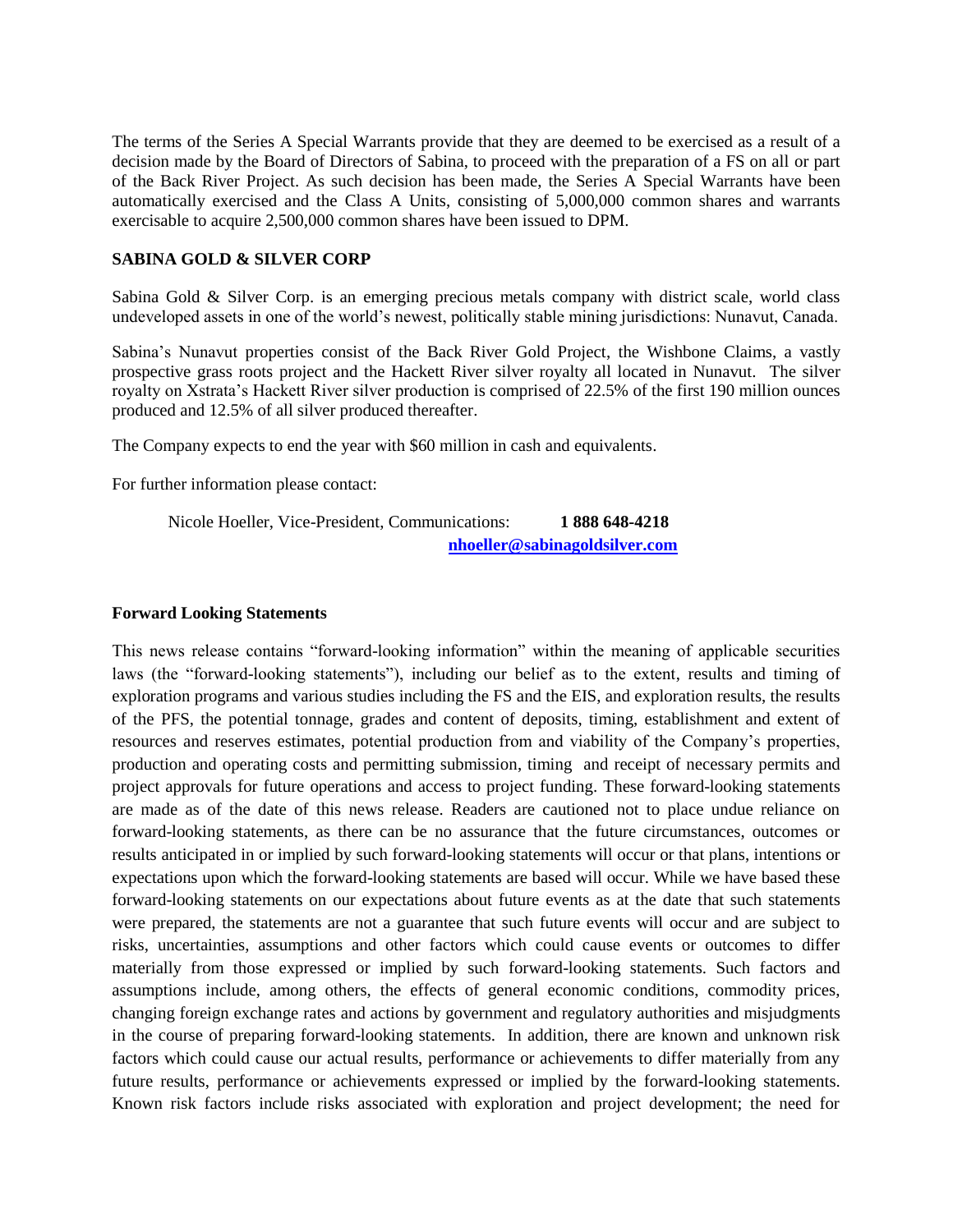The terms of the Series A Special Warrants provide that they are deemed to be exercised as a result of a decision made by the Board of Directors of Sabina, to proceed with the preparation of a FS on all or part of the Back River Project. As such decision has been made, the Series A Special Warrants have been automatically exercised and the Class A Units, consisting of 5,000,000 common shares and warrants exercisable to acquire 2,500,000 common shares have been issued to DPM.

**SABINA GOLD & SILVER CORP**

Sabina Gold & Silver Corp. is an emerging precious metals company with district scale, world class undeveloped assets in one of the world's newest, politically stable mining jurisdictions: Nunavut, Canada.

Sabina's Nunavut properties consist of the Back River Gold Project, the Wishbone Claims, a vastly prospective grass roots project and the Hackett River silver royalty all located in Nunavut. The silver royalty on Xstrata's Hackett River silver production is comprised of 22.5% of the first 190 million ounces produced and 12.5% of all silver produced thereafter.

The Company expects to end the year with $60 million in cash and equivalents.

For further information please contact:

Nicole Hoeller, Vice-President, Communications: **1 888 648-4218**
**nhoeller@sabinagoldsilver.com**

**Forward Looking Statements**

This news release contains "forward-looking information" within the meaning of applicable securities laws (the "forward-looking statements"), including our belief as to the extent, results and timing of exploration programs and various studies including the FS and the EIS, and exploration results, the results of the PFS, the potential tonnage, grades and content of deposits, timing, establishment and extent of resources and reserves estimates, potential production from and viability of the Company's properties, production and operating costs and permitting submission, timing and receipt of necessary permits and project approvals for future operations and access to project funding. These forward-looking statements are made as of the date of this news release. Readers are cautioned not to place undue reliance on forward-looking statements, as there can be no assurance that the future circumstances, outcomes or results anticipated in or implied by such forward-looking statements will occur or that plans, intentions or expectations upon which the forward-looking statements are based will occur. While we have based these forward-looking statements on our expectations about future events as at the date that such statements were prepared, the statements are not a guarantee that such future events will occur and are subject to risks, uncertainties, assumptions and other factors which could cause events or outcomes to differ materially from those expressed or implied by such forward-looking statements. Such factors and assumptions include, among others, the effects of general economic conditions, commodity prices, changing foreign exchange rates and actions by government and regulatory authorities and misjudgments in the course of preparing forward-looking statements. In addition, there are known and unknown risk factors which could cause our actual results, performance or achievements to differ materially from any future results, performance or achievements expressed or implied by the forward-looking statements. Known risk factors include risks associated with exploration and project development; the need for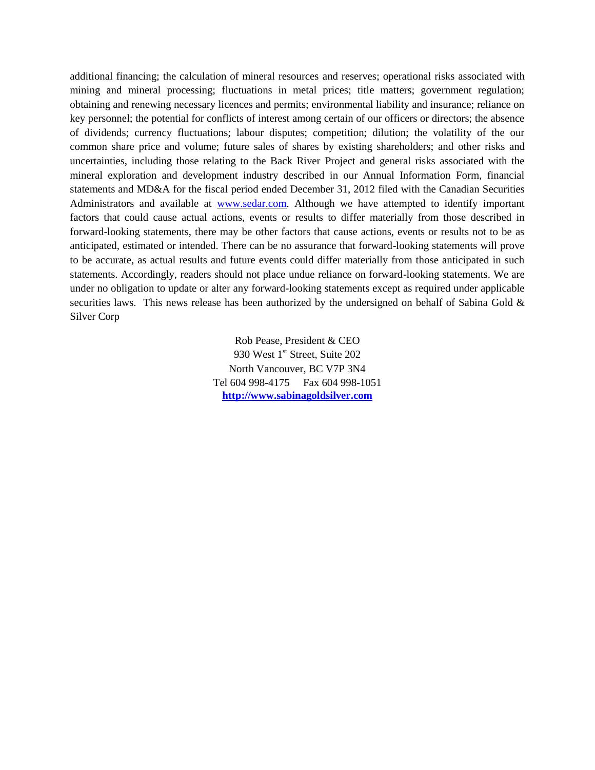additional financing; the calculation of mineral resources and reserves; operational risks associated with mining and mineral processing; fluctuations in metal prices; title matters; government regulation; obtaining and renewing necessary licences and permits; environmental liability and insurance; reliance on key personnel; the potential for conflicts of interest among certain of our officers or directors; the absence of dividends; currency fluctuations; labour disputes; competition; dilution; the volatility of the our common share price and volume; future sales of shares by existing shareholders; and other risks and uncertainties, including those relating to the Back River Project and general risks associated with the mineral exploration and development industry described in our Annual Information Form, financial statements and MD&A for the fiscal period ended December 31, 2012 filed with the Canadian Securities Administrators and available at www.sedar.com. Although we have attempted to identify important factors that could cause actual actions, events or results to differ materially from those described in forward-looking statements, there may be other factors that cause actions, events or results not to be as anticipated, estimated or intended. There can be no assurance that forward-looking statements will prove to be accurate, as actual results and future events could differ materially from those anticipated in such statements. Accordingly, readers should not place undue reliance on forward-looking statements. We are under no obligation to update or alter any forward-looking statements except as required under applicable securities laws. This news release has been authorized by the undersigned on behalf of Sabina Gold & Silver Corp

Rob Pease, President & CEO
930 West 1st Street, Suite 202
North Vancouver, BC V7P 3N4
Tel 604 998-4175 Fax 604 998-1051
**http://www.sabinagoldsilver.com**